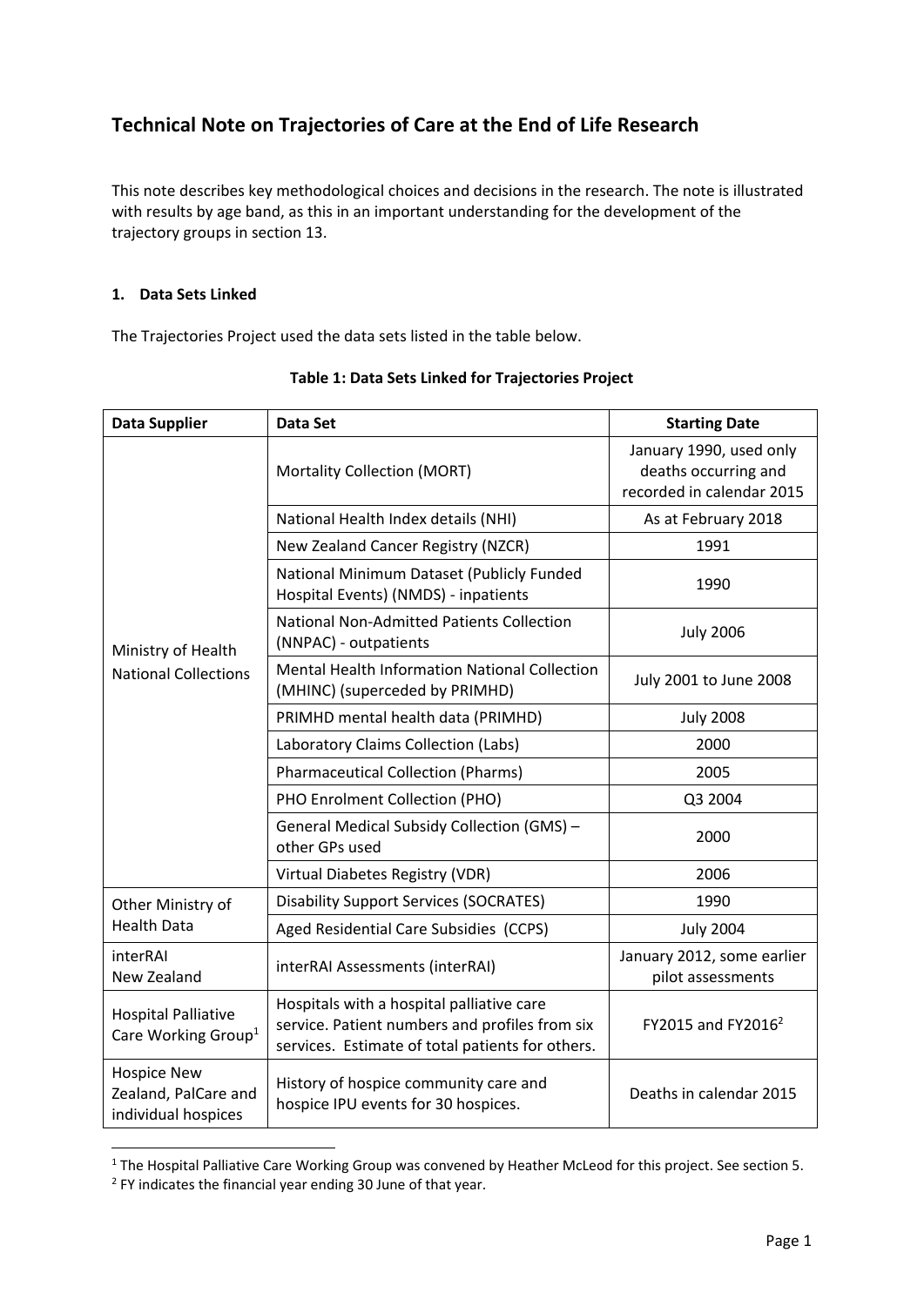# Technical Note on Trajectories of Care at the End of Life Research

This note describes key methodological choices and decisions in the research. The note is illustrated with results by age band, as this in an important understanding for the development of the trajectory groups in section 13.

## 1. Data Sets Linked

The Trajectories Project used the data sets listed in the table below.

**Table 1: Data Sets Linked for Trajectories Project**

| Data Supplier | Data Set | Starting Date |
|---|---|---|
| Ministry of Health National Collections | Mortality Collection (MORT) | January 1990, used only deaths occurring and recorded in calendar 2015 |
| | National Health Index details (NHI) | As at February 2018 |
| | New Zealand Cancer Registry (NZCR) | 1991 |
| | National Minimum Dataset (Publicly Funded Hospital Events) (NMDS) - inpatients | 1990 |
| | National Non-Admitted Patients Collection (NNPAC) - outpatients | July 2006 |
| | Mental Health Information National Collection (MHINC) (superceded by PRIMHD) | July 2001 to June 2008 |
| | PRIMHD mental health data (PRIMHD) | July 2008 |
| | Laboratory Claims Collection (Labs) | 2000 |
| | Pharmaceutical Collection (Pharms) | 2005 |
| | PHO Enrolment Collection (PHO) | Q3 2004 |
| | General Medical Subsidy Collection (GMS) – other GPs used | 2000 |
| | Virtual Diabetes Registry (VDR) | 2006 |
| Other Ministry of Health Data | Disability Support Services (SOCRATES) | 1990 |
| | Aged Residential Care Subsidies (CCPS) | July 2004 |
| interRAI New Zealand | interRAI Assessments (interRAI) | January 2012, some earlier pilot assessments |
| Hospital Palliative Care Working Group[1] | Hospitals with a hospital palliative care service. Patient numbers and profiles from six services. Estimate of total patients for others. | FY2015 and FY2016[2] |
| Hospice New Zealand, PalCare and individual hospices | History of hospice community care and hospice IPU events for 30 hospices. | Deaths in calendar 2015 |

[1] The Hospital Palliative Care Working Group was convened by Heather McLeod for this project. See section 5.

[2] FY indicates the financial year ending 30 June of that year.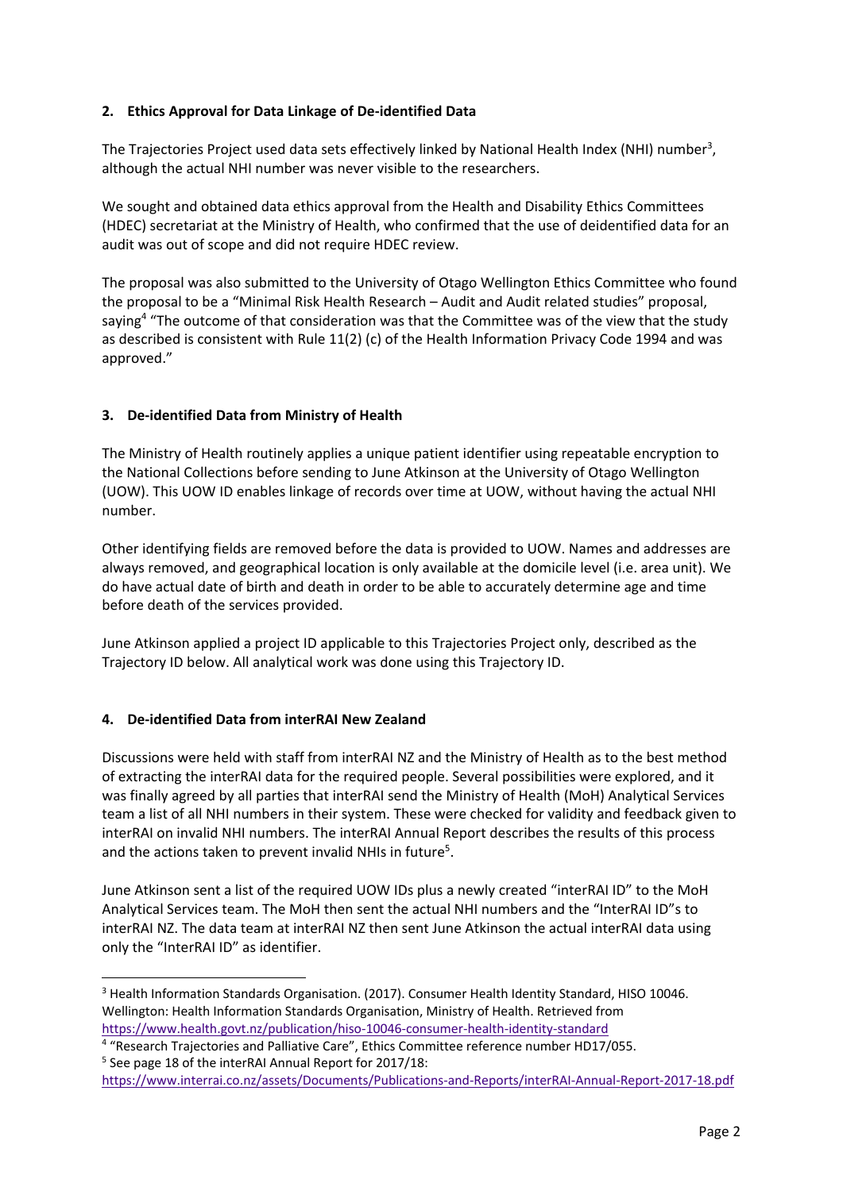## 2. Ethics Approval for Data Linkage of De-identified Data

The Trajectories Project used data sets effectively linked by National Health Index (NHI) number[3], although the actual NHI number was never visible to the researchers.

We sought and obtained data ethics approval from the Health and Disability Ethics Committees (HDEC) secretariat at the Ministry of Health, who confirmed that the use of deidentified data for an audit was out of scope and did not require HDEC review.

The proposal was also submitted to the University of Otago Wellington Ethics Committee who found the proposal to be a "Minimal Risk Health Research – Audit and Audit related studies" proposal, saying[4] "The outcome of that consideration was that the Committee was of the view that the study as described is consistent with Rule 11(2) (c) of the Health Information Privacy Code 1994 and was approved."

## 3. De-identified Data from Ministry of Health

The Ministry of Health routinely applies a unique patient identifier using repeatable encryption to the National Collections before sending to June Atkinson at the University of Otago Wellington (UOW). This UOW ID enables linkage of records over time at UOW, without having the actual NHI number.

Other identifying fields are removed before the data is provided to UOW. Names and addresses are always removed, and geographical location is only available at the domicile level (i.e. area unit). We do have actual date of birth and death in order to be able to accurately determine age and time before death of the services provided.

June Atkinson applied a project ID applicable to this Trajectories Project only, described as the Trajectory ID below. All analytical work was done using this Trajectory ID.

## 4. De-identified Data from interRAI New Zealand

Discussions were held with staff from interRAI NZ and the Ministry of Health as to the best method of extracting the interRAI data for the required people. Several possibilities were explored, and it was finally agreed by all parties that interRAI send the Ministry of Health (MoH) Analytical Services team a list of all NHI numbers in their system. These were checked for validity and feedback given to interRAI on invalid NHI numbers. The interRAI Annual Report describes the results of this process and the actions taken to prevent invalid NHIs in future[5].

June Atkinson sent a list of the required UOW IDs plus a newly created "interRAI ID" to the MoH Analytical Services team. The MoH then sent the actual NHI numbers and the "InterRAI ID"s to interRAI NZ. The data team at interRAI NZ then sent June Atkinson the actual interRAI data using only the "InterRAI ID" as identifier.

---

[3] Health Information Standards Organisation. (2017). Consumer Health Identity Standard, HISO 10046. Wellington: Health Information Standards Organisation, Ministry of Health. Retrieved from https://www.health.govt.nz/publication/hiso-10046-consumer-health-identity-standard

[4] "Research Trajectories and Palliative Care", Ethics Committee reference number HD17/055.

[5] See page 18 of the interRAI Annual Report for 2017/18: https://www.interrai.co.nz/assets/Documents/Publications-and-Reports/interRAI-Annual-Report-2017-18.pdf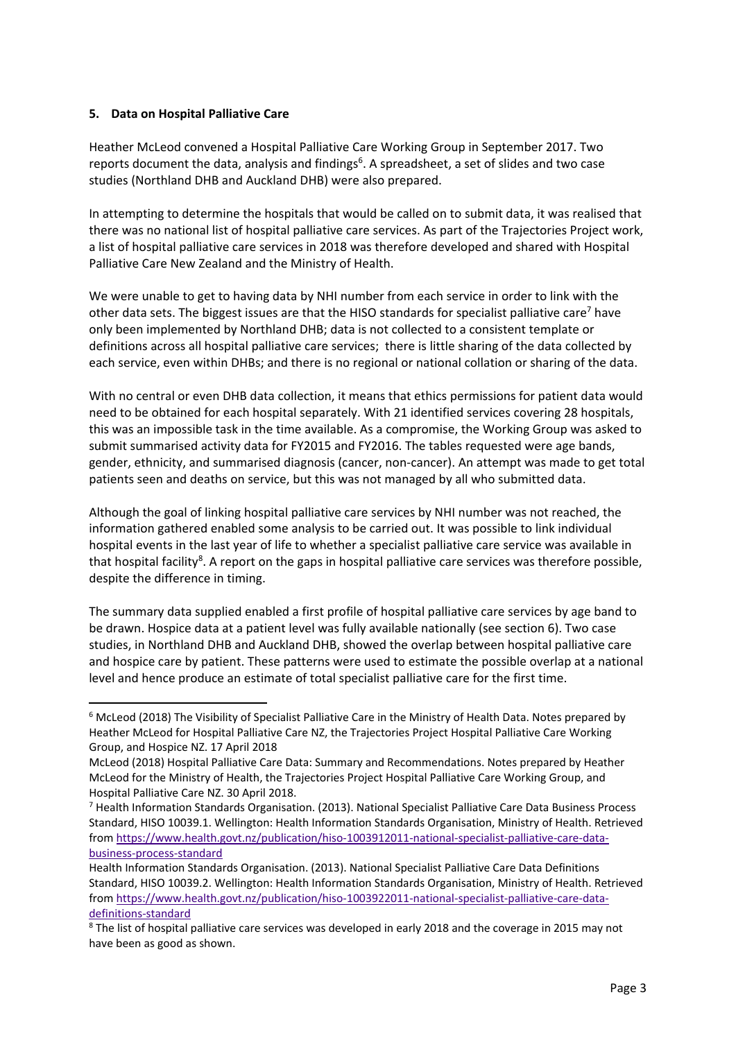**5. Data on Hospital Palliative Care**

Heather McLeod convened a Hospital Palliative Care Working Group in September 2017. Two reports document the data, analysis and findings[6]. A spreadsheet, a set of slides and two case studies (Northland DHB and Auckland DHB) were also prepared.

In attempting to determine the hospitals that would be called on to submit data, it was realised that there was no national list of hospital palliative care services. As part of the Trajectories Project work, a list of hospital palliative care services in 2018 was therefore developed and shared with Hospital Palliative Care New Zealand and the Ministry of Health.

We were unable to get to having data by NHI number from each service in order to link with the other data sets. The biggest issues are that the HISO standards for specialist palliative care[7] have only been implemented by Northland DHB; data is not collected to a consistent template or definitions across all hospital palliative care services; there is little sharing of the data collected by each service, even within DHBs; and there is no regional or national collation or sharing of the data.

With no central or even DHB data collection, it means that ethics permissions for patient data would need to be obtained for each hospital separately. With 21 identified services covering 28 hospitals, this was an impossible task in the time available. As a compromise, the Working Group was asked to submit summarised activity data for FY2015 and FY2016. The tables requested were age bands, gender, ethnicity, and summarised diagnosis (cancer, non-cancer). An attempt was made to get total patients seen and deaths on service, but this was not managed by all who submitted data.

Although the goal of linking hospital palliative care services by NHI number was not reached, the information gathered enabled some analysis to be carried out. It was possible to link individual hospital events in the last year of life to whether a specialist palliative care service was available in that hospital facility[8]. A report on the gaps in hospital palliative care services was therefore possible, despite the difference in timing.

The summary data supplied enabled a first profile of hospital palliative care services by age band to be drawn. Hospice data at a patient level was fully available nationally (see section 6). Two case studies, in Northland DHB and Auckland DHB, showed the overlap between hospital palliative care and hospice care by patient. These patterns were used to estimate the possible overlap at a national level and hence produce an estimate of total specialist palliative care for the first time.

---

[6] McLeod (2018) The Visibility of Specialist Palliative Care in the Ministry of Health Data. Notes prepared by Heather McLeod for Hospital Palliative Care NZ, the Trajectories Project Hospital Palliative Care Working Group, and Hospice NZ. 17 April 2018

McLeod (2018) Hospital Palliative Care Data: Summary and Recommendations. Notes prepared by Heather McLeod for the Ministry of Health, the Trajectories Project Hospital Palliative Care Working Group, and Hospital Palliative Care NZ. 30 April 2018.

[7] Health Information Standards Organisation. (2013). National Specialist Palliative Care Data Business Process Standard, HISO 10039.1. Wellington: Health Information Standards Organisation, Ministry of Health. Retrieved from https://www.health.govt.nz/publication/hiso-1003912011-national-specialist-palliative-care-data-business-process-standard

Health Information Standards Organisation. (2013). National Specialist Palliative Care Data Definitions Standard, HISO 10039.2. Wellington: Health Information Standards Organisation, Ministry of Health. Retrieved from https://www.health.govt.nz/publication/hiso-1003922011-national-specialist-palliative-care-data-definitions-standard

[8] The list of hospital palliative care services was developed in early 2018 and the coverage in 2015 may not have been as good as shown.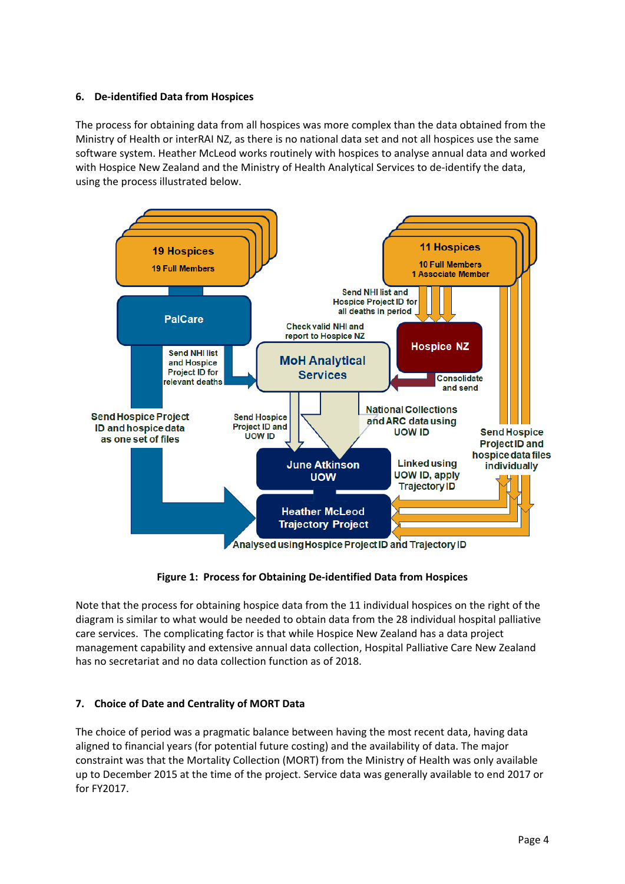## 6. De-identified Data from Hospices

The process for obtaining data from all hospices was more complex than the data obtained from the Ministry of Health or interRAI NZ, as there is no national data set and not all hospices use the same software system. Heather McLeod works routinely with hospices to analyse annual data and worked with Hospice New Zealand and the Ministry of Health Analytical Services to de-identify the data, using the process illustrated below.

**Figure 1: Process for Obtaining De-identified Data from Hospices**

Note that the process for obtaining hospice data from the 11 individual hospices on the right of the diagram is similar to what would be needed to obtain data from the 28 individual hospital palliative care services. The complicating factor is that while Hospice New Zealand has a data project management capability and extensive annual data collection, Hospital Palliative Care New Zealand has no secretariat and no data collection function as of 2018.

## 7. Choice of Date and Centrality of MORT Data

The choice of period was a pragmatic balance between having the most recent data, having data aligned to financial years (for potential future costing) and the availability of data. The major constraint was that the Mortality Collection (MORT) from the Ministry of Health was only available up to December 2015 at the time of the project. Service data was generally available to end 2017 or for FY2017.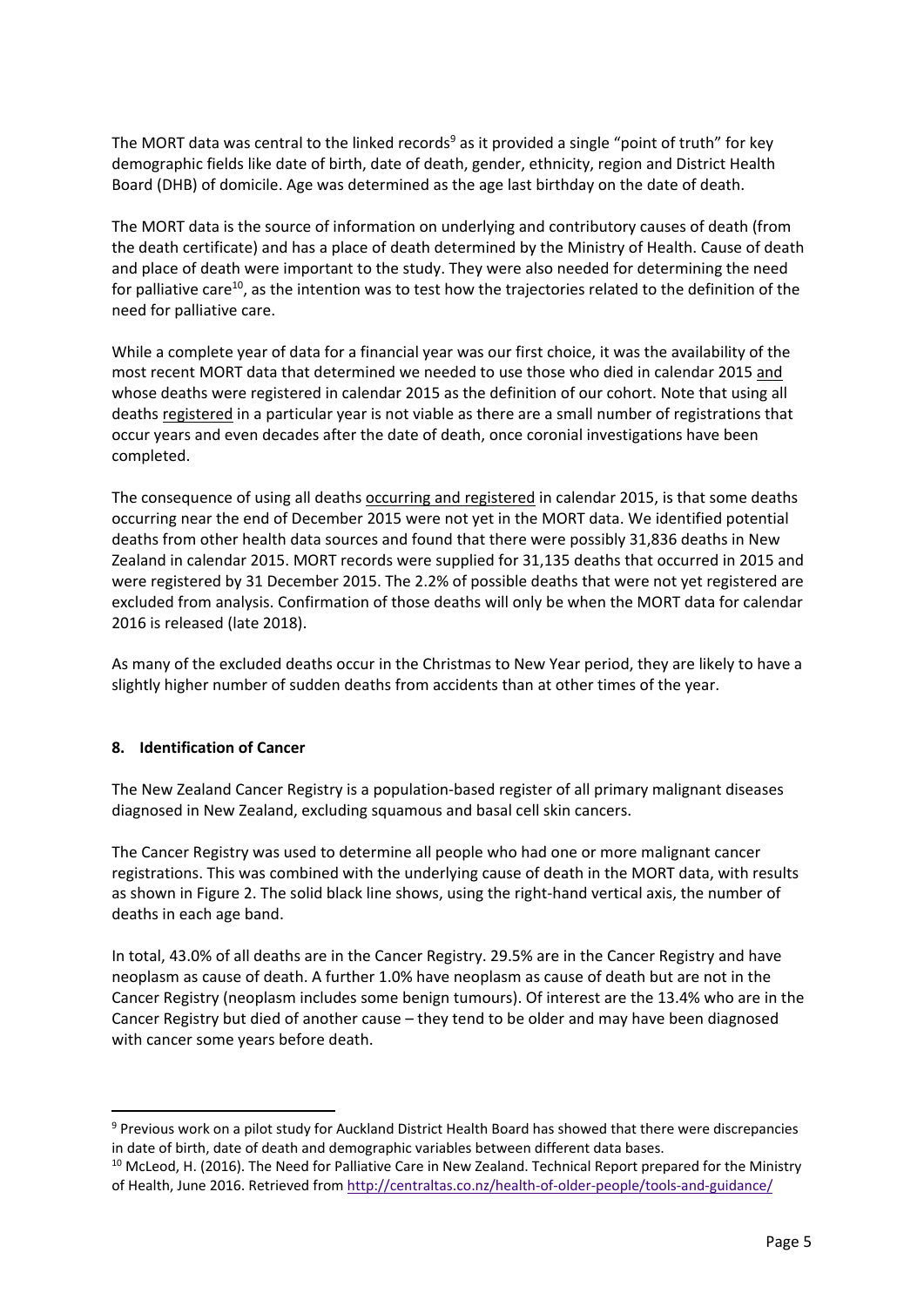The MORT data was central to the linked records[9] as it provided a single "point of truth" for key demographic fields like date of birth, date of death, gender, ethnicity, region and District Health Board (DHB) of domicile. Age was determined as the age last birthday on the date of death.

The MORT data is the source of information on underlying and contributory causes of death (from the death certificate) and has a place of death determined by the Ministry of Health. Cause of death and place of death were important to the study. They were also needed for determining the need for palliative care[10], as the intention was to test how the trajectories related to the definition of the need for palliative care.

While a complete year of data for a financial year was our first choice, it was the availability of the most recent MORT data that determined we needed to use those who died in calendar 2015 and whose deaths were registered in calendar 2015 as the definition of our cohort. Note that using all deaths registered in a particular year is not viable as there are a small number of registrations that occur years and even decades after the date of death, once coronial investigations have been completed.

The consequence of using all deaths occurring and registered in calendar 2015, is that some deaths occurring near the end of December 2015 were not yet in the MORT data. We identified potential deaths from other health data sources and found that there were possibly 31,836 deaths in New Zealand in calendar 2015. MORT records were supplied for 31,135 deaths that occurred in 2015 and were registered by 31 December 2015. The 2.2% of possible deaths that were not yet registered are excluded from analysis. Confirmation of those deaths will only be when the MORT data for calendar 2016 is released (late 2018).

As many of the excluded deaths occur in the Christmas to New Year period, they are likely to have a slightly higher number of sudden deaths from accidents than at other times of the year.

## 8. Identification of Cancer

The New Zealand Cancer Registry is a population-based register of all primary malignant diseases diagnosed in New Zealand, excluding squamous and basal cell skin cancers.

The Cancer Registry was used to determine all people who had one or more malignant cancer registrations. This was combined with the underlying cause of death in the MORT data, with results as shown in Figure 2. The solid black line shows, using the right-hand vertical axis, the number of deaths in each age band.

In total, 43.0% of all deaths are in the Cancer Registry. 29.5% are in the Cancer Registry and have neoplasm as cause of death. A further 1.0% have neoplasm as cause of death but are not in the Cancer Registry (neoplasm includes some benign tumours). Of interest are the 13.4% who are in the Cancer Registry but died of another cause – they tend to be older and may have been diagnosed with cancer some years before death.

---

[9] Previous work on a pilot study for Auckland District Health Board has showed that there were discrepancies in date of birth, date of death and demographic variables between different data bases.

[10] McLeod, H. (2016). The Need for Palliative Care in New Zealand. Technical Report prepared for the Ministry of Health, June 2016. Retrieved from http://centraltas.co.nz/health-of-older-people/tools-and-guidance/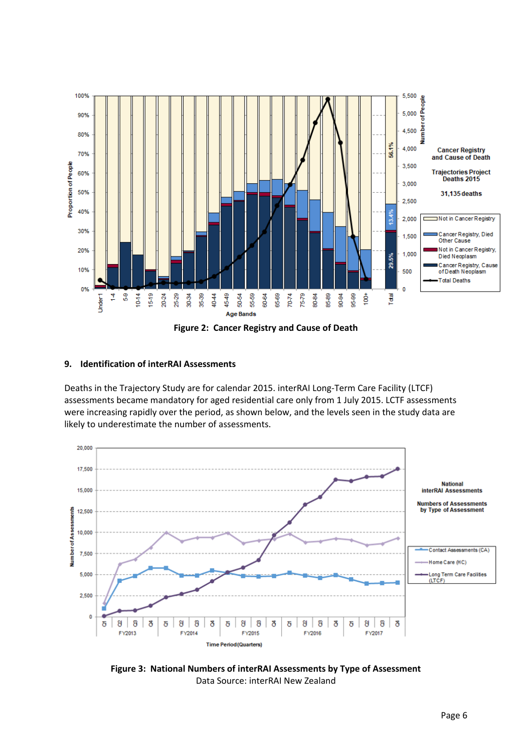**Figure 2: Cancer Registry and Cause of Death**

## 9. Identification of interRAI Assessments

Deaths in the Trajectory Study are for calendar 2015. interRAI Long-Term Care Facility (LTCF) assessments became mandatory for aged residential care only from 1 July 2015. LCTF assessments were increasing rapidly over the period, as shown below, and the levels seen in the study data are likely to underestimate the number of assessments.

**Figure 3: National Numbers of interRAI Assessments by Type of Assessment**
Data Source: interRAI New Zealand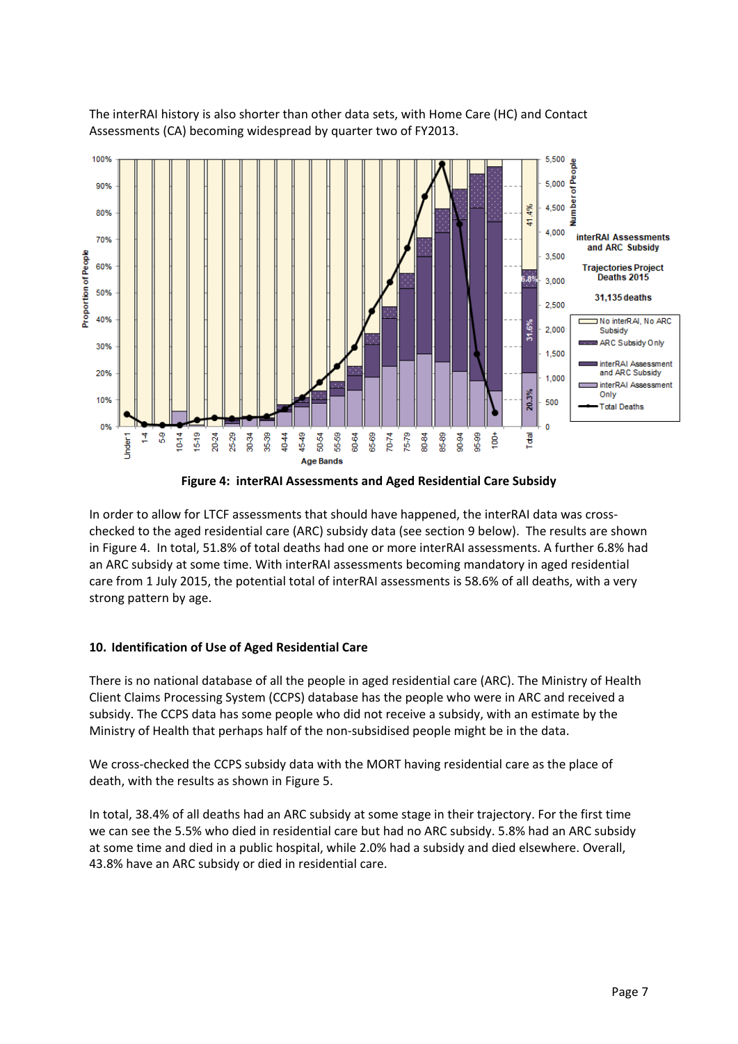The interRAI history is also shorter than other data sets, with Home Care (HC) and Contact Assessments (CA) becoming widespread by quarter two of FY2013.

**Figure 4: interRAI Assessments and Aged Residential Care Subsidy**

In order to allow for LTCF assessments that should have happened, the interRAI data was cross-checked to the aged residential care (ARC) subsidy data (see section 9 below). The results are shown in Figure 4. In total, 51.8% of total deaths had one or more interRAI assessments. A further 6.8% had an ARC subsidy at some time. With interRAI assessments becoming mandatory in aged residential care from 1 July 2015, the potential total of interRAI assessments is 58.6% of all deaths, with a very strong pattern by age.

## 10. Identification of Use of Aged Residential Care

There is no national database of all the people in aged residential care (ARC). The Ministry of Health Client Claims Processing System (CCPS) database has the people who were in ARC and received a subsidy. The CCPS data has some people who did not receive a subsidy, with an estimate by the Ministry of Health that perhaps half of the non-subsidised people might be in the data.

We cross-checked the CCPS subsidy data with the MORT having residential care as the place of death, with the results as shown in Figure 5.

In total, 38.4% of all deaths had an ARC subsidy at some stage in their trajectory. For the first time we can see the 5.5% who died in residential care but had no ARC subsidy. 5.8% had an ARC subsidy at some time and died in a public hospital, while 2.0% had a subsidy and died elsewhere. Overall, 43.8% have an ARC subsidy or died in residential care.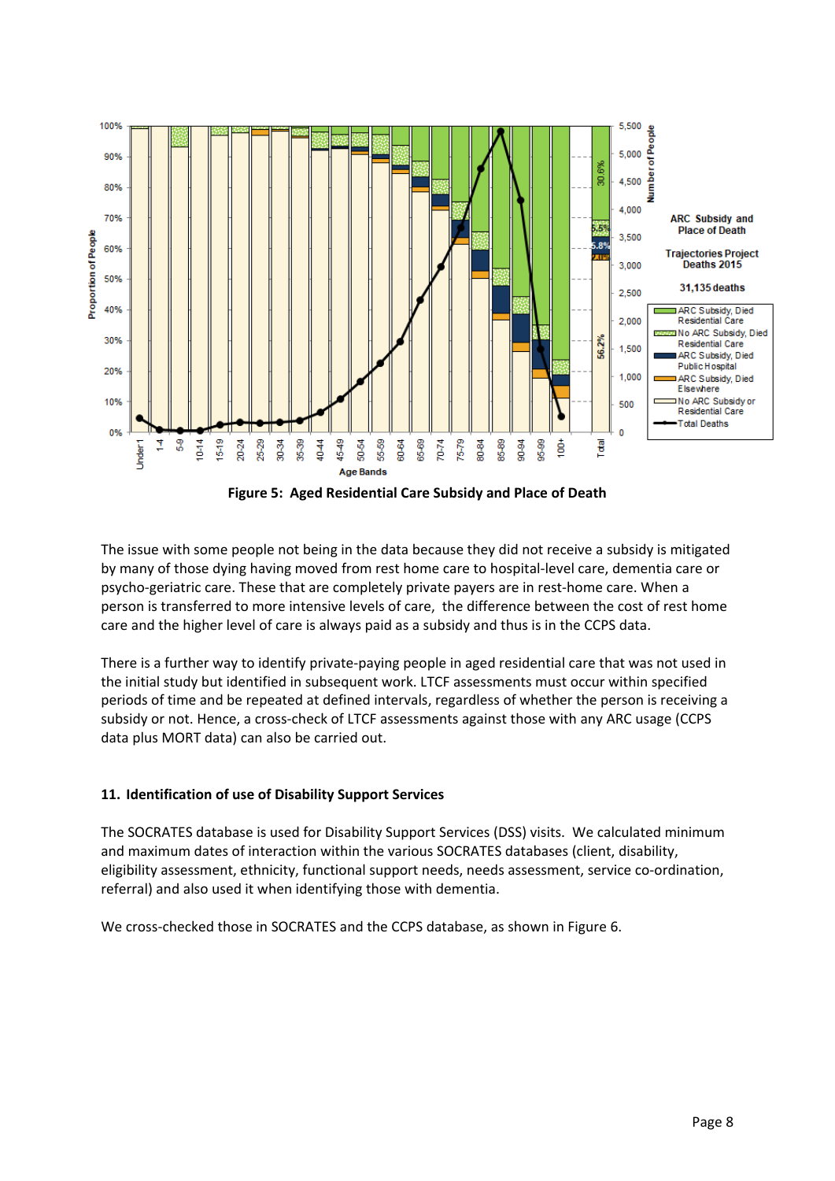**Figure 5: Aged Residential Care Subsidy and Place of Death**

The issue with some people not being in the data because they did not receive a subsidy is mitigated by many of those dying having moved from rest home care to hospital-level care, dementia care or psycho-geriatric care. These that are completely private payers are in rest-home care. When a person is transferred to more intensive levels of care, the difference between the cost of rest home care and the higher level of care is always paid as a subsidy and thus is in the CCPS data.

There is a further way to identify private-paying people in aged residential care that was not used in the initial study but identified in subsequent work. LTCF assessments must occur within specified periods of time and be repeated at defined intervals, regardless of whether the person is receiving a subsidy or not. Hence, a cross-check of LTCF assessments against those with any ARC usage (CCPS data plus MORT data) can also be carried out.

## 11. Identification of use of Disability Support Services

The SOCRATES database is used for Disability Support Services (DSS) visits. We calculated minimum and maximum dates of interaction within the various SOCRATES databases (client, disability, eligibility assessment, ethnicity, functional support needs, needs assessment, service co-ordination, referral) and also used it when identifying those with dementia.

We cross-checked those in SOCRATES and the CCPS database, as shown in Figure 6.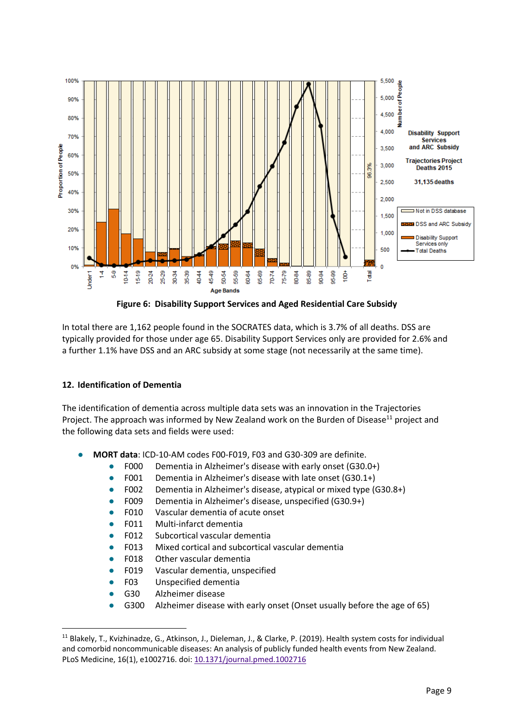**Figure 6: Disability Support Services and Aged Residential Care Subsidy**

In total there are 1,162 people found in the SOCRATES data, which is 3.7% of all deaths. DSS are typically provided for those under age 65. Disability Support Services only are provided for 2.6% and a further 1.1% have DSS and an ARC subsidy at some stage (not necessarily at the same time).

### 12. Identification of Dementia

The identification of dementia across multiple data sets was an innovation in the Trajectories Project. The approach was informed by New Zealand work on the Burden of Disease[11] project and the following data sets and fields were used:

- **MORT data**: ICD-10-AM codes F00-F019, F03 and G30-309 are definite.
  - F000 Dementia in Alzheimer's disease with early onset (G30.0+)
  - F001 Dementia in Alzheimer's disease with late onset (G30.1+)
  - F002 Dementia in Alzheimer's disease, atypical or mixed type (G30.8+)
  - F009 Dementia in Alzheimer's disease, unspecified (G30.9+)
  - F010 Vascular dementia of acute onset
  - F011 Multi-infarct dementia
  - F012 Subcortical vascular dementia
  - F013 Mixed cortical and subcortical vascular dementia
  - F018 Other vascular dementia
  - F019 Vascular dementia, unspecified
  - F03 Unspecified dementia
  - G30 Alzheimer disease
  - G300 Alzheimer disease with early onset (Onset usually before the age of 65)

[11] Blakely, T., Kvizhinadze, G., Atkinson, J., Dieleman, J., & Clarke, P. (2019). Health system costs for individual and comorbid noncommunicable diseases: An analysis of publicly funded health events from New Zealand. PLoS Medicine, 16(1), e1002716. doi: 10.1371/journal.pmed.1002716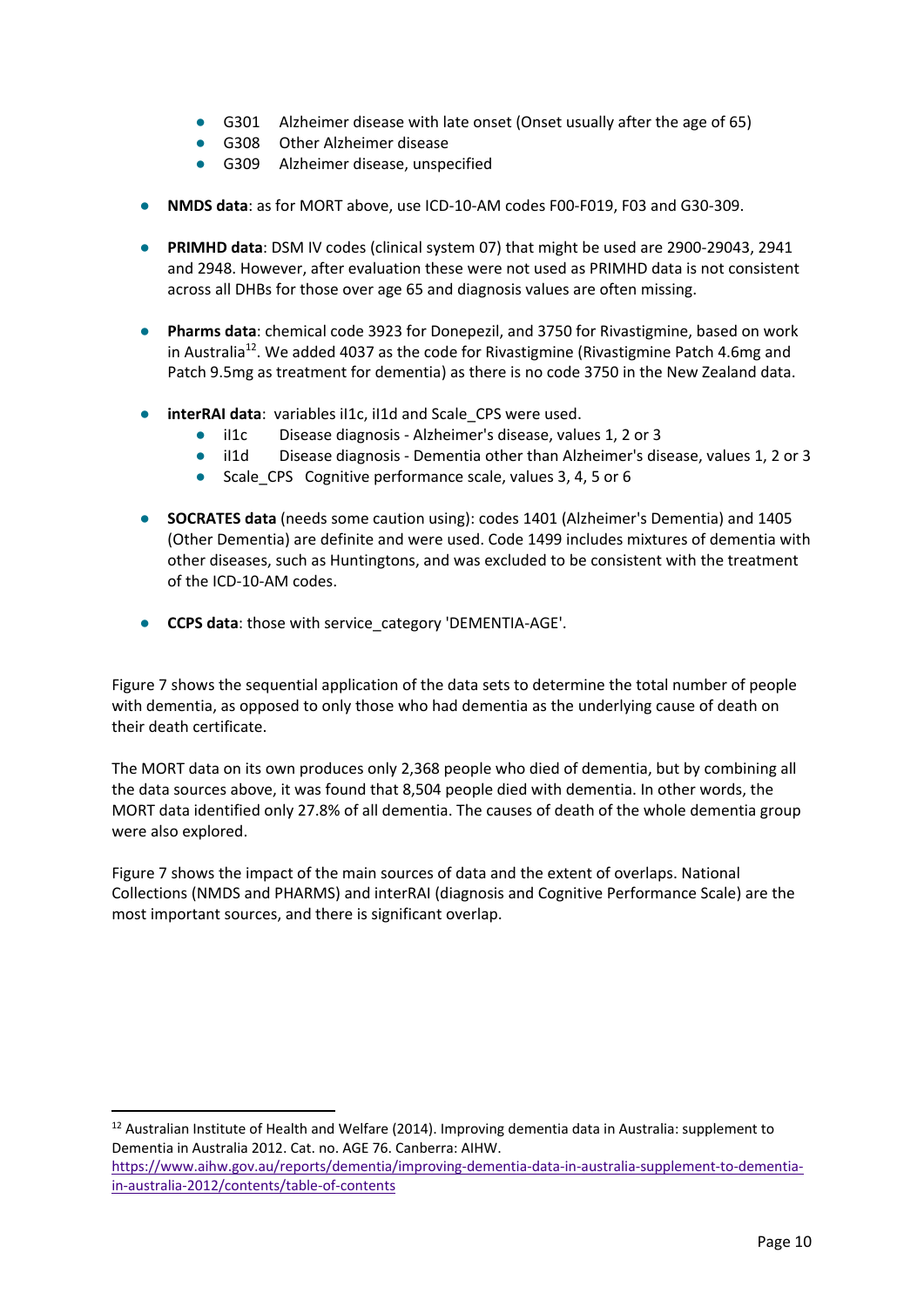- G301 Alzheimer disease with late onset (Onset usually after the age of 65)
  - G308 Other Alzheimer disease
  - G309 Alzheimer disease, unspecified

- **NMDS data**: as for MORT above, use ICD-10-AM codes F00-F019, F03 and G30-309.

- **PRIMHD data**: DSM IV codes (clinical system 07) that might be used are 2900-29043, 2941 and 2948. However, after evaluation these were not used as PRIMHD data is not consistent across all DHBs for those over age 65 and diagnosis values are often missing.

- **Pharms data**: chemical code 3923 for Donepezil, and 3750 for Rivastigmine, based on work in Australia[12]. We added 4037 as the code for Rivastigmine (Rivastigmine Patch 4.6mg and Patch 9.5mg as treatment for dementia) as there is no code 3750 in the New Zealand data.

- **interRAI data**: variables iI1c, iI1d and Scale_CPS were used.
  - iI1c Disease diagnosis - Alzheimer's disease, values 1, 2 or 3
  - iI1d Disease diagnosis - Dementia other than Alzheimer's disease, values 1, 2 or 3
  - Scale_CPS Cognitive performance scale, values 3, 4, 5 or 6

- **SOCRATES data** (needs some caution using): codes 1401 (Alzheimer's Dementia) and 1405 (Other Dementia) are definite and were used. Code 1499 includes mixtures of dementia with other diseases, such as Huntingtons, and was excluded to be consistent with the treatment of the ICD-10-AM codes.

- **CCPS data**: those with service_category 'DEMENTIA-AGE'.

Figure 7 shows the sequential application of the data sets to determine the total number of people with dementia, as opposed to only those who had dementia as the underlying cause of death on their death certificate.

The MORT data on its own produces only 2,368 people who died of dementia, but by combining all the data sources above, it was found that 8,504 people died with dementia. In other words, the MORT data identified only 27.8% of all dementia. The causes of death of the whole dementia group were also explored.

Figure 7 shows the impact of the main sources of data and the extent of overlaps. National Collections (NMDS and PHARMS) and interRAI (diagnosis and Cognitive Performance Scale) are the most important sources, and there is significant overlap.

---

[12] Australian Institute of Health and Welfare (2014). Improving dementia data in Australia: supplement to Dementia in Australia 2012. Cat. no. AGE 76. Canberra: AIHW. https://www.aihw.gov.au/reports/dementia/improving-dementia-data-in-australia-supplement-to-dementia-in-australia-2012/contents/table-of-contents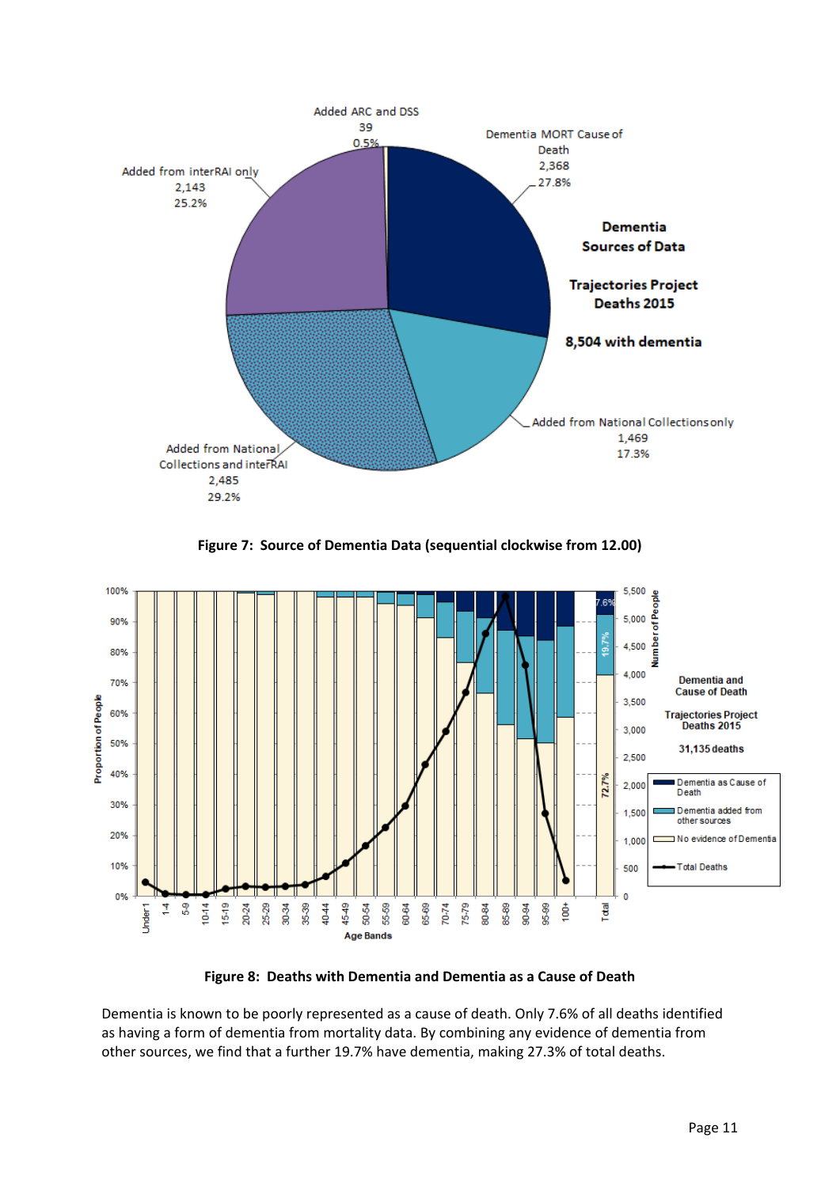Figure 7: Source of Dementia Data (sequential clockwise from 12.00)

Figure 8: Deaths with Dementia and Dementia as a Cause of Death

Dementia is known to be poorly represented as a cause of death. Only 7.6% of all deaths identified as having a form of dementia from mortality data. By combining any evidence of dementia from other sources, we find that a further 19.7% have dementia, making 27.3% of total deaths.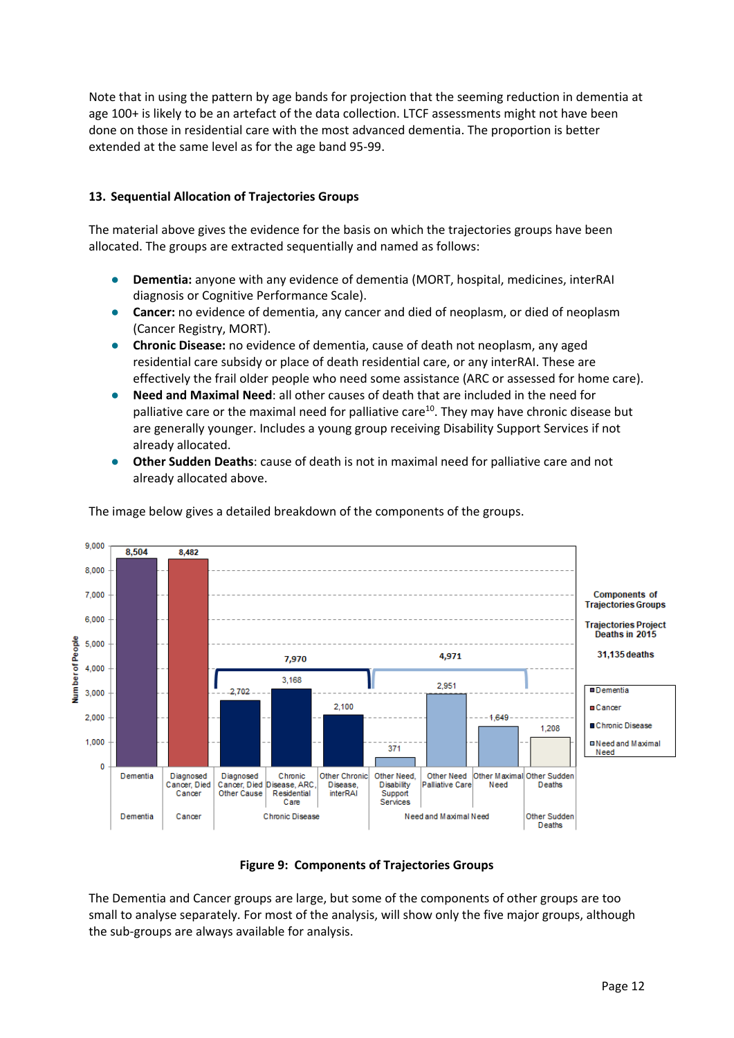Note that in using the pattern by age bands for projection that the seeming reduction in dementia at age 100+ is likely to be an artefact of the data collection. LTCF assessments might not have been done on those in residential care with the most advanced dementia. The proportion is better extended at the same level as for the age band 95-99.

## 13. Sequential Allocation of Trajectories Groups

The material above gives the evidence for the basis on which the trajectories groups have been allocated. The groups are extracted sequentially and named as follows:

- **Dementia:** anyone with any evidence of dementia (MORT, hospital, medicines, interRAI diagnosis or Cognitive Performance Scale).
- **Cancer:** no evidence of dementia, any cancer and died of neoplasm, or died of neoplasm (Cancer Registry, MORT).
- **Chronic Disease:** no evidence of dementia, cause of death not neoplasm, any aged residential care subsidy or place of death residential care, or any interRAI. These are effectively the frail older people who need some assistance (ARC or assessed for home care).
- **Need and Maximal Need**: all other causes of death that are included in the need for palliative care or the maximal need for palliative care[10]. They may have chronic disease but are generally younger. Includes a young group receiving Disability Support Services if not already allocated.
- **Other Sudden Deaths**: cause of death is not in maximal need for palliative care and not already allocated above.

The image below gives a detailed breakdown of the components of the groups.

Components of Trajectories Groups — Trajectories Project Deaths in 2015 — 31,135 deaths

| Group | Component | Number of People |
|---|---|---|
| Dementia | Dementia | 8,504 |
| Cancer | Diagnosed Cancer, Died Cancer | 8,482 |
| Chronic Disease (7,970) | Diagnosed Cancer, Died Other Cause | 2,702 |
| | Chronic Disease, ARC, Residential Care | 3,168 |
| | Other Chronic Disease, interRAI | 2,100 |
| Need and Maximal Need (4,971) | Other Need, Disability Support Services | 371 |
| | Other Need Palliative Care | 2,951 |
| | Other Maximal Need | 1,649 |
| Other Sudden Deaths | Other Sudden Deaths | 1,208 |

**Figure 9: Components of Trajectories Groups**

The Dementia and Cancer groups are large, but some of the components of other groups are too small to analyse separately. For most of the analysis, will show only the five major groups, although the sub-groups are always available for analysis.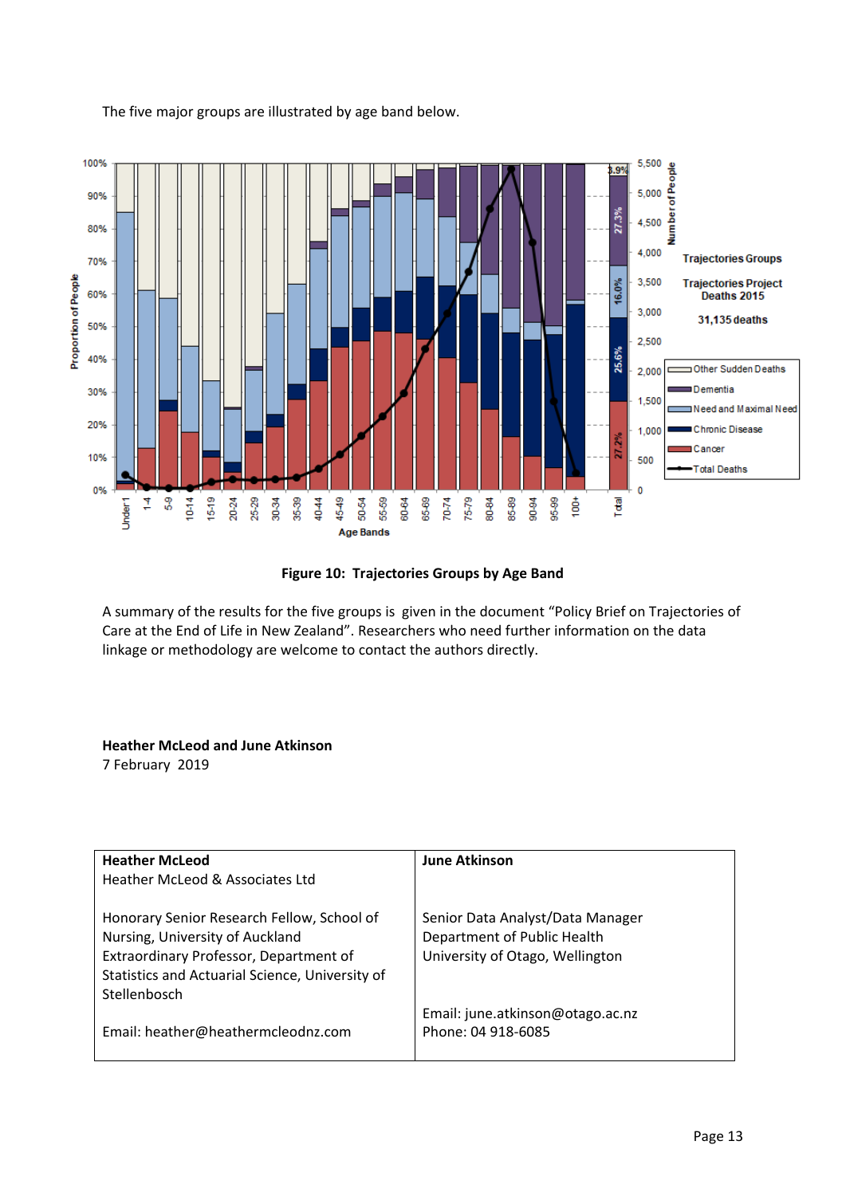The five major groups are illustrated by age band below.

100%
90%
80%
70%
60%
50%
40%
30%
20%
10%
0%

Proportion of People

Under 1
1-4
5-9
10-14
15-19
20-24
25-29
30-34
35-39
40-44
45-49
50-54
55-59
60-64
65-69
70-74
75-79
80-84
85-89
90-94
95-99
100+
Total

Age Bands

3.9%
27.3%
16.0%
25.6%
27.2%

5,500
5,000
4,500
4,000
3,500
3,000
2,500
2,000
1,500
1,000
500
0

Number of People

Trajectories Groups

Trajectories Project Deaths 2015

31,135 deaths

Other Sudden Deaths
Dementia
Need and Maximal Need
Chronic Disease
Cancer
Total Deaths

**Figure 10: Trajectories Groups by Age Band**

A summary of the results for the five groups is given in the document "Policy Brief on Trajectories of Care at the End of Life in New Zealand". Researchers who need further information on the data linkage or methodology are welcome to contact the authors directly.

**Heather McLeod and June Atkinson**
7 February 2019

| **Heather McLeod** | **June Atkinson** |
|---|---|
| Heather McLeod & Associates Ltd<br><br>Honorary Senior Research Fellow, School of Nursing, University of Auckland<br>Extraordinary Professor, Department of Statistics and Actuarial Science, University of Stellenbosch<br><br>Email: heather@heathermcleodnz.com | Senior Data Analyst/Data Manager<br>Department of Public Health<br>University of Otago, Wellington<br><br>Email: june.atkinson@otago.ac.nz<br>Phone: 04 918-6085 |